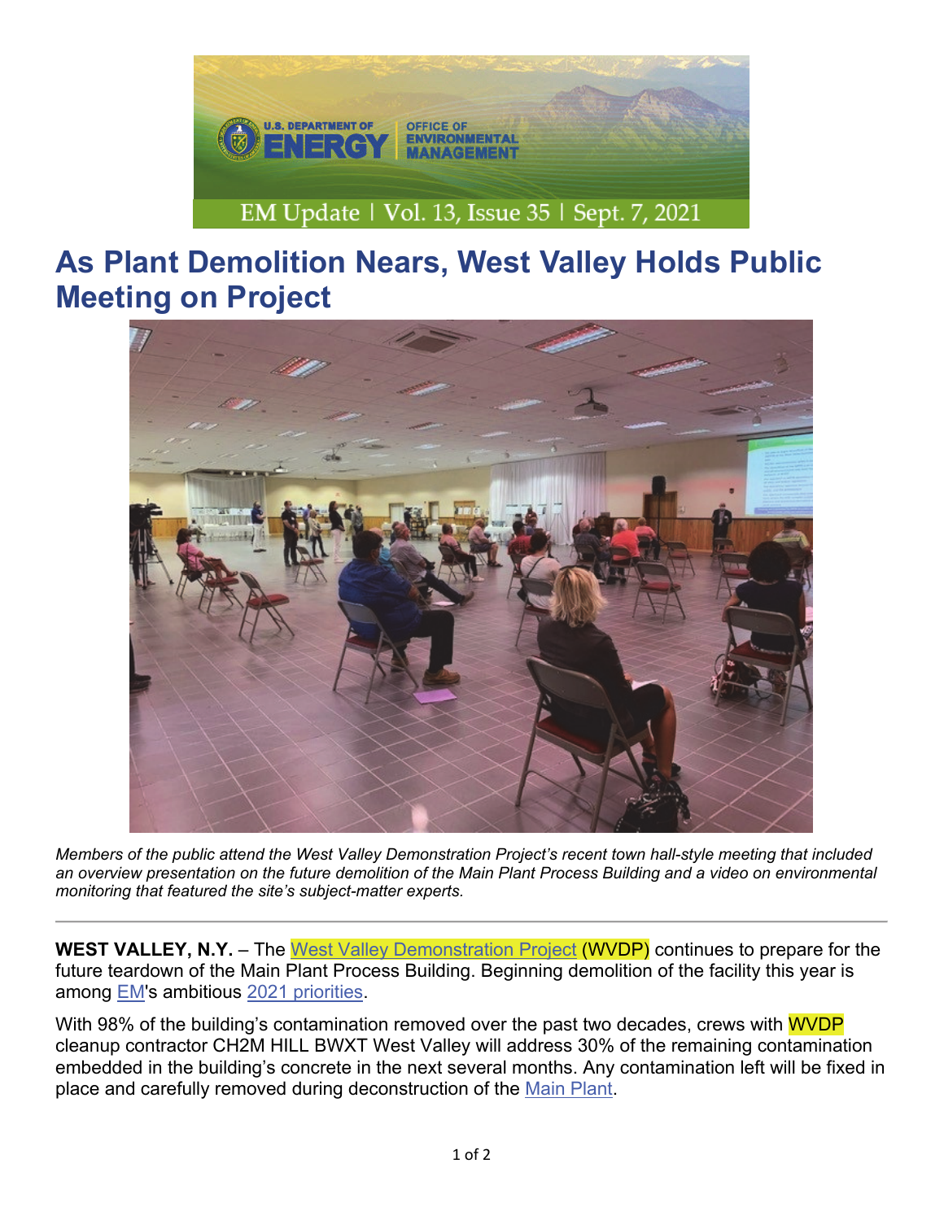EM Update | Vol. 13, Issue 35 | Sept. 7, 2021

# As Plant Demolition Nears, West Valley Holds Public Meeting on Project

*Members of the public attend the West Valley Demonstration Project's recent town hall-style meeting that included an overview presentation on the future demolition of the Main Plant Process Building and a video on environmental monitoring that featured the site's subject-matter experts.*

---

**WEST VALLEY, N.Y.** – The West Valley Demonstration Project (WVDP) continues to prepare for the future teardown of the Main Plant Process Building. Beginning demolition of the facility this year is among EM's ambitious 2021 priorities.

With 98% of the building's contamination removed over the past two decades, crews with WVDP cleanup contractor CH2M HILL BWXT West Valley will address 30% of the remaining contamination embedded in the building's concrete in the next several months. Any contamination left will be fixed in place and carefully removed during deconstruction of the Main Plant.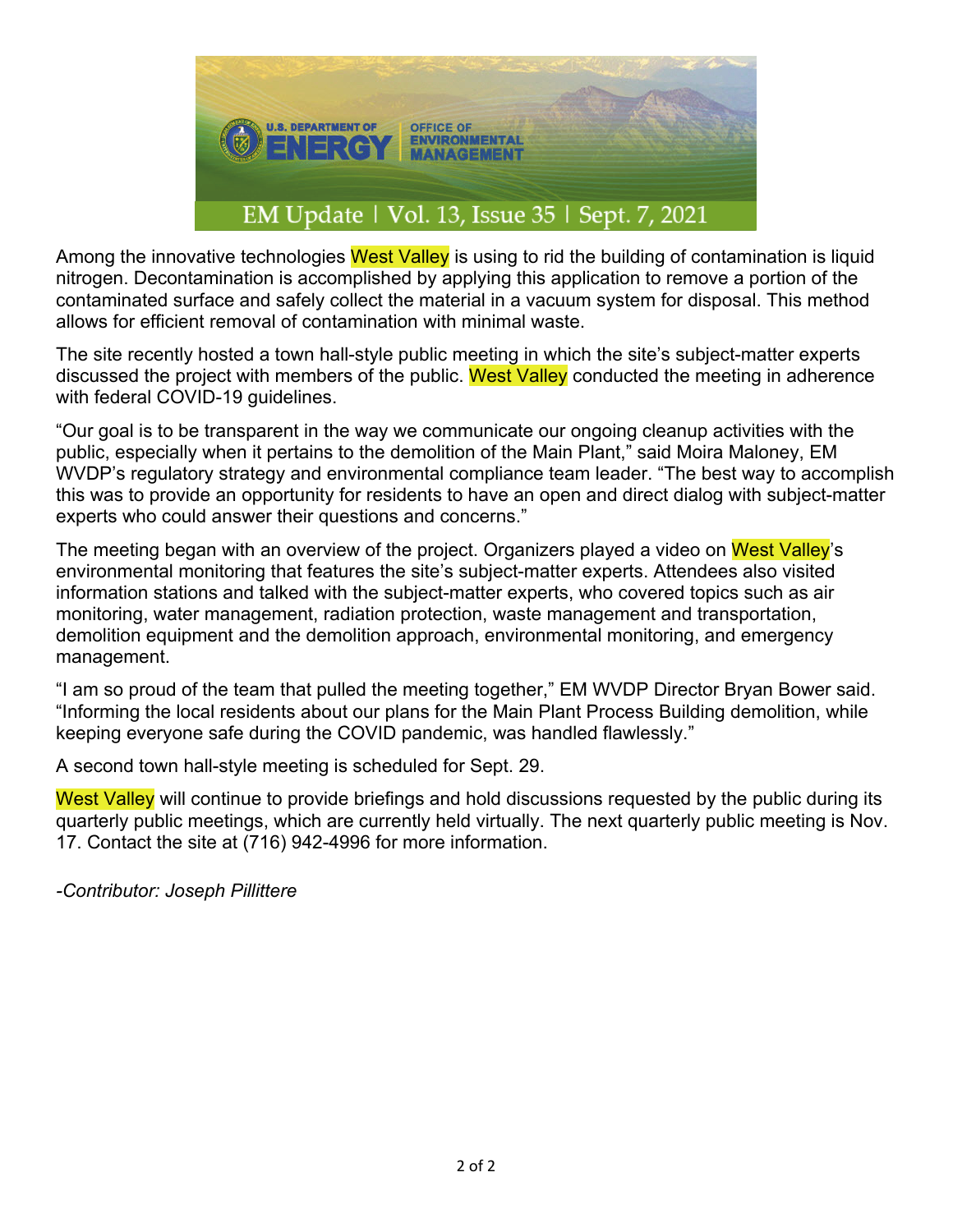EM Update | Vol. 13, Issue 35 | Sept. 7, 2021

Among the innovative technologies West Valley is using to rid the building of contamination is liquid nitrogen. Decontamination is accomplished by applying this application to remove a portion of the contaminated surface and safely collect the material in a vacuum system for disposal. This method allows for efficient removal of contamination with minimal waste.

The site recently hosted a town hall-style public meeting in which the site's subject-matter experts discussed the project with members of the public. West Valley conducted the meeting in adherence with federal COVID-19 guidelines.

"Our goal is to be transparent in the way we communicate our ongoing cleanup activities with the public, especially when it pertains to the demolition of the Main Plant," said Moira Maloney, EM WVDP's regulatory strategy and environmental compliance team leader. "The best way to accomplish this was to provide an opportunity for residents to have an open and direct dialog with subject-matter experts who could answer their questions and concerns."

The meeting began with an overview of the project. Organizers played a video on West Valley's environmental monitoring that features the site's subject-matter experts. Attendees also visited information stations and talked with the subject-matter experts, who covered topics such as air monitoring, water management, radiation protection, waste management and transportation, demolition equipment and the demolition approach, environmental monitoring, and emergency management.

"I am so proud of the team that pulled the meeting together," EM WVDP Director Bryan Bower said. "Informing the local residents about our plans for the Main Plant Process Building demolition, while keeping everyone safe during the COVID pandemic, was handled flawlessly."

A second town hall-style meeting is scheduled for Sept. 29.

West Valley will continue to provide briefings and hold discussions requested by the public during its quarterly public meetings, which are currently held virtually. The next quarterly public meeting is Nov. 17. Contact the site at (716) 942-4996 for more information.

*-Contributor: Joseph Pillittere*